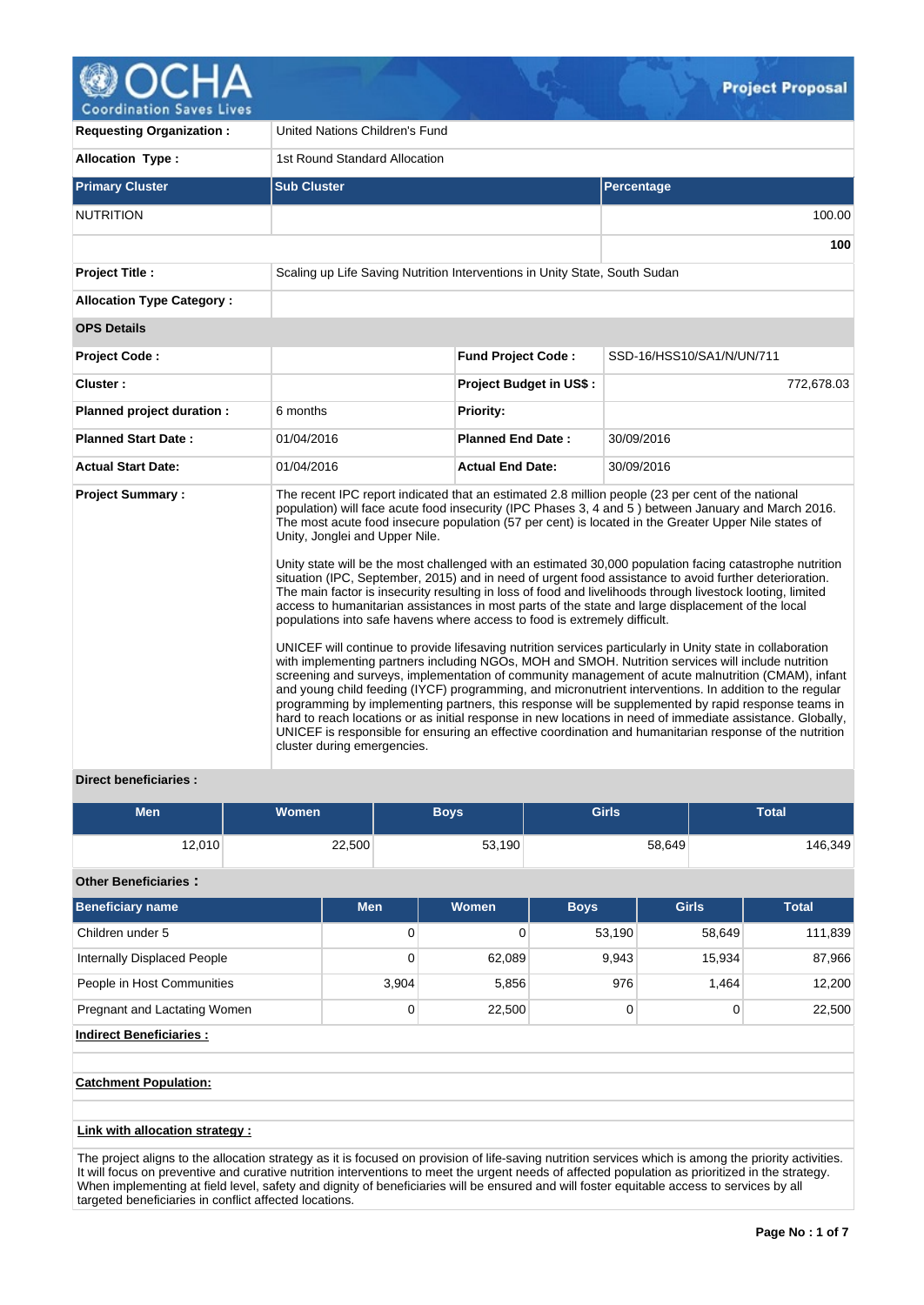# Project Proposal

| | | | |
|---|---|---|---|
| **Requesting Organization :** | United Nations Children's Fund | | |
| **Allocation Type :** | 1st Round Standard Allocation | | |

| Primary Cluster | Sub Cluster | Percentage |
|---|---|---|
| NUTRITION | | 100.00 |
| | | **100** |

| | |
|---|---|
| **Project Title :** | Scaling up Life Saving Nutrition Interventions in Unity State, South Sudan |
| **Allocation Type Category :** | |

**OPS Details**

| | | | |
|---|---|---|---|
| **Project Code :** | | **Fund Project Code :** | SSD-16/HSS10/SA1/N/UN/711 |
| **Cluster :** | | **Project Budget in US$ :** | 772,678.03 |
| **Planned project duration :** | 6 months | **Priority:** | |
| **Planned Start Date :** | 01/04/2016 | **Planned End Date :** | 30/09/2016 |
| **Actual Start Date:** | 01/04/2016 | **Actual End Date:** | 30/09/2016 |

**Project Summary :**

The recent IPC report indicated that an estimated 2.8 million people (23 per cent of the national population) will face acute food insecurity (IPC Phases 3, 4 and 5 ) between January and March 2016. The most acute food insecure population (57 per cent) is located in the Greater Upper Nile states of Unity, Jonglei and Upper Nile.

Unity state will be the most challenged with an estimated 30,000 population facing catastrophe nutrition situation (IPC, September, 2015) and in need of urgent food assistance to avoid further deterioration. The main factor is insecurity resulting in loss of food and livelihoods through livestock looting, limited access to humanitarian assistances in most parts of the state and large displacement of the local populations into safe havens where access to food is extremely difficult.

UNICEF will continue to provide lifesaving nutrition services particularly in Unity state in collaboration with implementing partners including NGOs, MOH and SMOH. Nutrition services will include nutrition screening and surveys, implementation of community management of acute malnutrition (CMAM), infant and young child feeding (IYCF) programming, and micronutrient interventions. In addition to the regular programming by implementing partners, this response will be supplemented by rapid response teams in hard to reach locations or as initial response in new locations in need of immediate assistance. Globally, UNICEF is responsible for ensuring an effective coordination and humanitarian response of the nutrition cluster during emergencies.

**Direct beneficiaries :**

| Men | Women | Boys | Girls | Total |
|---|---|---|---|---|
| 12,010 | 22,500 | 53,190 | 58,649 | 146,349 |

**Other Beneficiaries :**

| Beneficiary name | Men | Women | Boys | Girls | Total |
|---|---|---|---|---|---|
| Children under 5 | 0 | 0 | 53,190 | 58,649 | 111,839 |
| Internally Displaced People | 0 | 62,089 | 9,943 | 15,934 | 87,966 |
| People in Host Communities | 3,904 | 5,856 | 976 | 1,464 | 12,200 |
| Pregnant and Lactating Women | 0 | 22,500 | 0 | 0 | 22,500 |

**Indirect Beneficiaries :**

**Catchment Population:**

**Link with allocation strategy :**

The project aligns to the allocation strategy as it is focused on provision of life-saving nutrition services which is among the priority activities. It will focus on preventive and curative nutrition interventions to meet the urgent needs of affected population as prioritized in the strategy. When implementing at field level, safety and dignity of beneficiaries will be ensured and will foster equitable access to services by all targeted beneficiaries in conflict affected locations.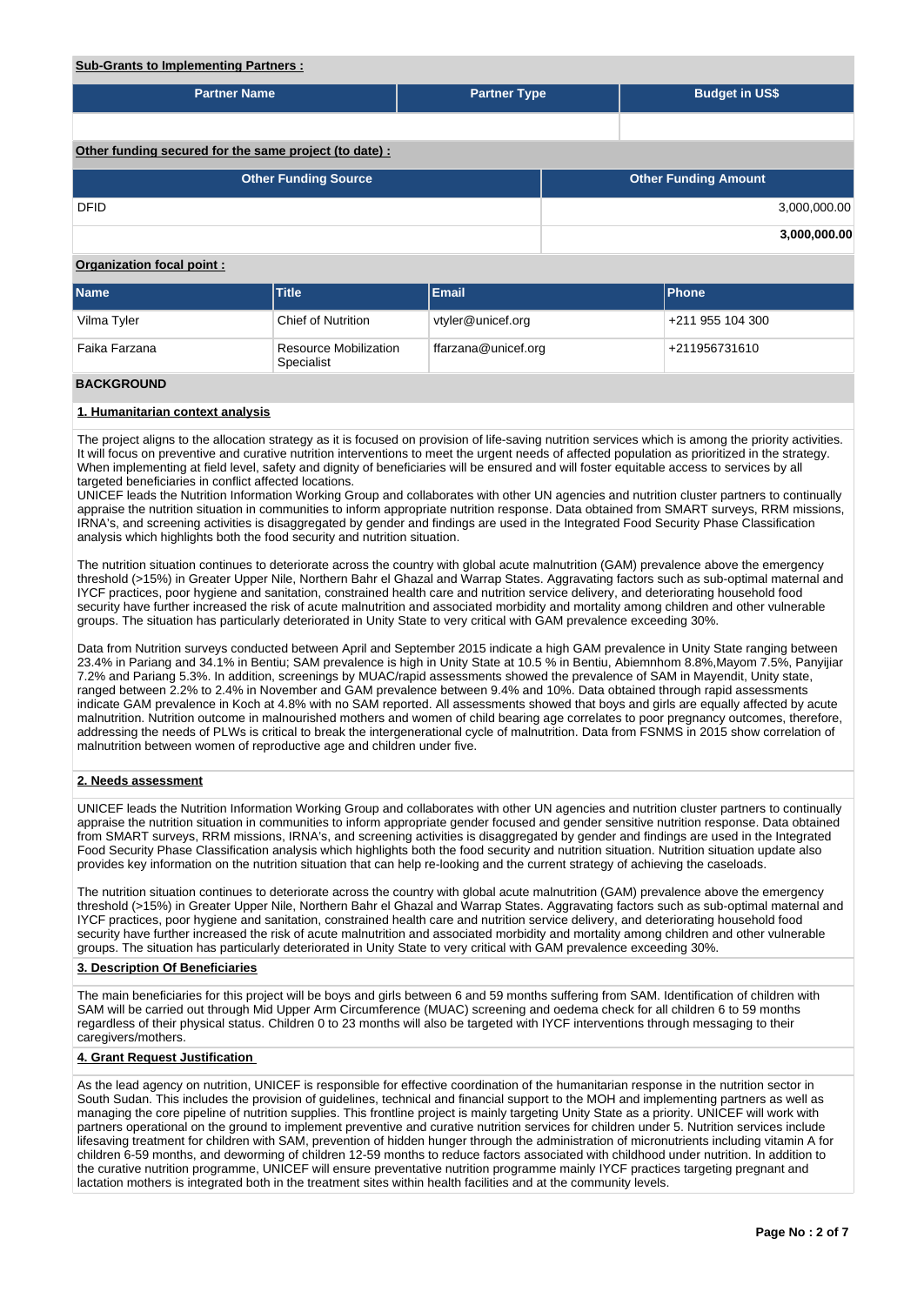**Sub-Grants to Implementing Partners :**

| Partner Name | Partner Type | Budget in US$ |
|---|---|---|
| | | |

**Other funding secured for the same project (to date) :**

| Other Funding Source | Other Funding Amount |
|---|---|
| DFID | 3,000,000.00 |
| | **3,000,000.00** |

**Organization focal point :**

| Name | Title | Email | Phone |
|---|---|---|---|
| Vilma Tyler | Chief of Nutrition | vtyler@unicef.org | +211 955 104 300 |
| Faika Farzana | Resource Mobilization Specialist | ffarzana@unicef.org | +211956731610 |

## BACKGROUND

### 1. Humanitarian context analysis

The project aligns to the allocation strategy as it is focused on provision of life-saving nutrition services which is among the priority activities. It will focus on preventive and curative nutrition interventions to meet the urgent needs of affected population as prioritized in the strategy. When implementing at field level, safety and dignity of beneficiaries will be ensured and will foster equitable access to services by all targeted beneficiaries in conflict affected locations.
UNICEF leads the Nutrition Information Working Group and collaborates with other UN agencies and nutrition cluster partners to continually appraise the nutrition situation in communities to inform appropriate nutrition response. Data obtained from SMART surveys, RRM missions, IRNA's, and screening activities is disaggregated by gender and findings are used in the Integrated Food Security Phase Classification analysis which highlights both the food security and nutrition situation.

The nutrition situation continues to deteriorate across the country with global acute malnutrition (GAM) prevalence above the emergency threshold (>15%) in Greater Upper Nile, Northern Bahr el Ghazal and Warrap States. Aggravating factors such as sub-optimal maternal and IYCF practices, poor hygiene and sanitation, constrained health care and nutrition service delivery, and deteriorating household food security have further increased the risk of acute malnutrition and associated morbidity and mortality among children and other vulnerable groups. The situation has particularly deteriorated in Unity State to very critical with GAM prevalence exceeding 30%.

Data from Nutrition surveys conducted between April and September 2015 indicate a high GAM prevalence in Unity State ranging between 23.4% in Pariang and 34.1% in Bentiu; SAM prevalence is high in Unity State at 10.5 % in Bentiu, Abiemnhom 8.8%,Mayom 7.5%, Panyijiar 7.2% and Pariang 5.3%. In addition, screenings by MUAC/rapid assessments showed the prevalence of SAM in Mayendit, Unity state, ranged between 2.2% to 2.4% in November and GAM prevalence between 9.4% and 10%. Data obtained through rapid assessments indicate GAM prevalence in Koch at 4.8% with no SAM reported. All assessments showed that boys and girls are equally affected by acute malnutrition. Nutrition outcome in malnourished mothers and women of child bearing age correlates to poor pregnancy outcomes, therefore, addressing the needs of PLWs is critical to break the intergenerational cycle of malnutrition. Data from FSNMS in 2015 show correlation of malnutrition between women of reproductive age and children under five.

### 2. Needs assessment

UNICEF leads the Nutrition Information Working Group and collaborates with other UN agencies and nutrition cluster partners to continually appraise the nutrition situation in communities to inform appropriate gender focused and gender sensitive nutrition response. Data obtained from SMART surveys, RRM missions, IRNA's, and screening activities is disaggregated by gender and findings are used in the Integrated Food Security Phase Classification analysis which highlights both the food security and nutrition situation. Nutrition situation update also provides key information on the nutrition situation that can help re-looking and the current strategy of achieving the caseloads.

The nutrition situation continues to deteriorate across the country with global acute malnutrition (GAM) prevalence above the emergency threshold (>15%) in Greater Upper Nile, Northern Bahr el Ghazal and Warrap States. Aggravating factors such as sub-optimal maternal and IYCF practices, poor hygiene and sanitation, constrained health care and nutrition service delivery, and deteriorating household food security have further increased the risk of acute malnutrition and associated morbidity and mortality among children and other vulnerable groups. The situation has particularly deteriorated in Unity State to very critical with GAM prevalence exceeding 30%.

### 3. Description Of Beneficiaries

The main beneficiaries for this project will be boys and girls between 6 and 59 months suffering from SAM. Identification of children with SAM will be carried out through Mid Upper Arm Circumference (MUAC) screening and oedema check for all children 6 to 59 months regardless of their physical status. Children 0 to 23 months will also be targeted with IYCF interventions through messaging to their caregivers/mothers.

### 4. Grant Request Justification

As the lead agency on nutrition, UNICEF is responsible for effective coordination of the humanitarian response in the nutrition sector in South Sudan. This includes the provision of guidelines, technical and financial support to the MOH and implementing partners as well as managing the core pipeline of nutrition supplies. This frontline project is mainly targeting Unity State as a priority. UNICEF will work with partners operational on the ground to implement preventive and curative nutrition services for children under 5. Nutrition services include lifesaving treatment for children with SAM, prevention of hidden hunger through the administration of micronutrients including vitamin A for children 6-59 months, and deworming of children 12-59 months to reduce factors associated with childhood under nutrition. In addition to the curative nutrition programme, UNICEF will ensure preventative nutrition programme mainly IYCF practices targeting pregnant and lactation mothers is integrated both in the treatment sites within health facilities and at the community levels.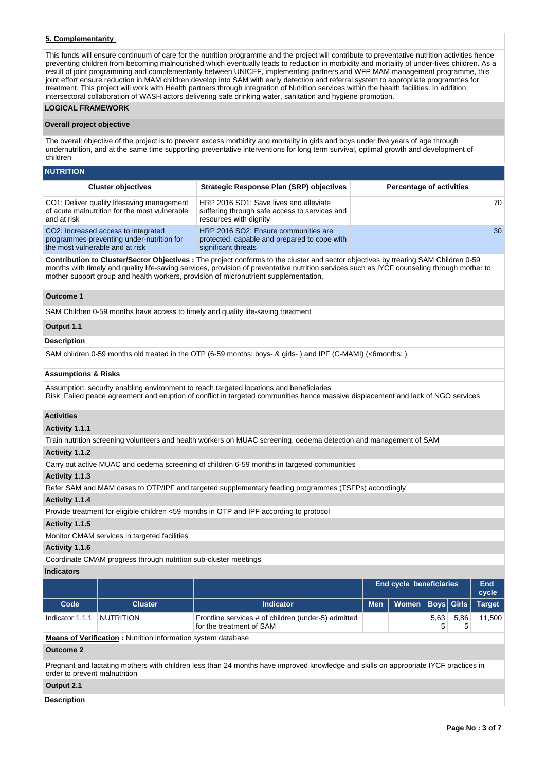### 5. Complementarity

This funds will ensure continuum of care for the nutrition programme and the project will contribute to preventative nutrition activities hence preventing children from becoming malnourished which eventually leads to reduction in morbidity and mortality of under-fives children. As a result of joint programming and complementarity between UNICEF, implementing partners and WFP MAM management programme, this joint effort ensure reduction in MAM children develop into SAM with early detection and referral system to appropriate programmes for treatment. This project will work with Health partners through integration of Nutrition services within the health facilities. In addition, intersectoral collaboration of WASH actors delivering safe drinking water, sanitation and hygiene promotion.

## LOGICAL FRAMEWORK

### Overall project objective

The overall objective of the project is to prevent excess morbidity and mortality in girls and boys under five years of age through undernutrition, and at the same time supporting preventative interventions for long term survival, optimal growth and development of children

### NUTRITION

| Cluster objectives | Strategic Response Plan (SRP) objectives | Percentage of activities |
|---|---|---|
| CO1: Deliver quality lifesaving management of acute malnutrition for the most vulnerable and at risk | HRP 2016 SO1: Save lives and alleviate suffering through safe access to services and resources with dignity | 70 |
| CO2: Increased access to integrated programmes preventing under-nutrition for the most vulnerable and at risk | HRP 2016 SO2: Ensure communities are protected, capable and prepared to cope with significant threats | 30 |

**Contribution to Cluster/Sector Objectives :** The project conforms to the cluster and sector objectives by treating SAM Children 0-59 months with timely and quality life-saving services, provision of preventative nutrition services such as IYCF counseling through mother to mother support group and health workers, provision of micronutrient supplementation.

### Outcome 1

SAM Children 0-59 months have access to timely and quality life-saving treatment

### Output 1.1

**Description**

SAM children 0-59 months old treated in the OTP (6-59 months: boys- & girls- ) and IPF (C-MAMI) (<6months: )

**Assumptions & Risks**

Assumption: security enabling environment to reach targeted locations and beneficiaries
Risk: Failed peace agreement and eruption of conflict in targeted communities hence massive displacement and lack of NGO services

**Activities**

**Activity 1.1.1**

Train nutrition screening volunteers and health workers on MUAC screening, oedema detection and management of SAM

**Activity 1.1.2**

Carry out active MUAC and oedema screening of children 6-59 months in targeted communities

**Activity 1.1.3**

Refer SAM and MAM cases to OTP/IPF and targeted supplementary feeding programmes (TSFPs) accordingly

**Activity 1.1.4**

Provide treatment for eligible children <59 months in OTP and IPF according to protocol

**Activity 1.1.5**

Monitor CMAM services in targeted facilities

**Activity 1.1.6**

Coordinate CMAM progress through nutrition sub-cluster meetings

**Indicators**

| | | | End cycle beneficiaries | | | | End cycle |
|---|---|---|---|---|---|---|---|
| Code | Cluster | Indicator | Men | Women | Boys | Girls | Target |
| Indicator 1.1.1 | NUTRITION | Frontline services # of children (under-5) admitted for the treatment of SAM | | | 5,635 | 5,865 | 11,500 |

**Means of Verification :** Nutrition information system database

### Outcome 2

Pregnant and lactating mothers with children less than 24 months have improved knowledge and skills on appropriate IYCF practices in order to prevent malnutrition

### Output 2.1

**Description**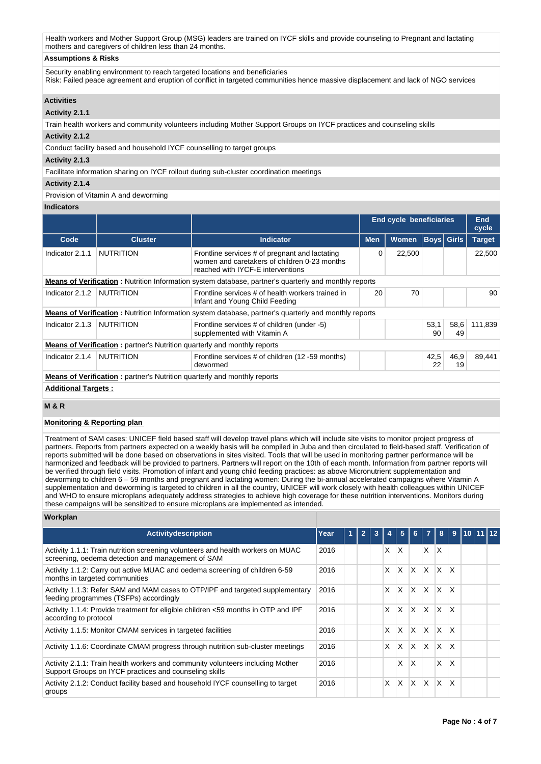Health workers and Mother Support Group (MSG) leaders are trained on IYCF skills and provide counseling to Pregnant and lactating mothers and caregivers of children less than 24 months.

**Assumptions & Risks**

Security enabling environment to reach targeted locations and beneficiaries
Risk: Failed peace agreement and eruption of conflict in targeted communities hence massive displacement and lack of NGO services

**Activities**

**Activity 2.1.1**

Train health workers and community volunteers including Mother Support Groups on IYCF practices and counseling skills

**Activity 2.1.2**

Conduct facility based and household IYCF counselling to target groups

**Activity 2.1.3**

Facilitate information sharing on IYCF rollout during sub-cluster coordination meetings

**Activity 2.1.4**

Provision of Vitamin A and deworming

**Indicators**

| | | | End cycle beneficiaries | | | | End cycle |
|---|---|---|---|---|---|---|---|
| **Code** | **Cluster** | **Indicator** | **Men** | **Women** | **Boys** | **Girls** | **Target** |
| Indicator 2.1.1 | NUTRITION | Frontline services # of pregnant and lactating women and caretakers of children 0-23 months reached with IYCF-E interventions | 0 | 22,500 | | | 22,500 |
| **Means of Verification :** Nutrition Information system database, partner's quarterly and monthly reports | | | | | | | |
| Indicator 2.1.2 | NUTRITION | Frontline services # of health workers trained in Infant and Young Child Feeding | 20 | 70 | | | 90 |
| **Means of Verification :** Nutrition Information system database, partner's quarterly and monthly reports | | | | | | | |
| Indicator 2.1.3 | NUTRITION | Frontline services # of children (under -5) supplemented with Vitamin A | | | 53,190 | 58,649 | 111,839 |
| **Means of Verification :** partner's Nutrition quarterly and monthly reports | | | | | | | |
| Indicator 2.1.4 | NUTRITION | Frontline services # of children (12 -59 months) dewormed | | | 42,522 | 46,919 | 89,441 |
| **Means of Verification :** partner's Nutrition quarterly and monthly reports | | | | | | | |

**Additional Targets :**

## M & R

**Monitoring & Reporting plan**

Treatment of SAM cases: UNICEF field based staff will develop travel plans which will include site visits to monitor project progress of partners. Reports from partners expected on a weekly basis will be compiled in Juba and then circulated to field-based staff. Verification of reports submitted will be done based on observations in sites visited. Tools that will be used in monitoring partner performance will be harmonized and feedback will be provided to partners. Partners will report on the 10th of each month. Information from partner reports will be verified through field visits. Promotion of infant and young child feeding practices: as above Micronutrient supplementation and deworming to children 6 – 59 months and pregnant and lactating women: During the bi-annual accelerated campaigns where Vitamin A supplementation and deworming is targeted to children in all the country, UNICEF will work closely with health colleagues within UNICEF and WHO to ensure microplans adequately address strategies to achieve high coverage for these nutrition interventions. Monitors during these campaigns will be sensitized to ensure microplans are implemented as intended.

**Workplan**

| Activitydescription | Year | 1 | 2 | 3 | 4 | 5 | 6 | 7 | 8 | 9 | 10 | 11 | 12 |
|---|---|---|---|---|---|---|---|---|---|---|---|---|---|
| Activity 1.1.1: Train nutrition screening volunteers and health workers on MUAC screening, oedema detection and management of SAM | 2016 | | | | X | X | | X | X | | | | |
| Activity 1.1.2: Carry out active MUAC and oedema screening of children 6-59 months in targeted communities | 2016 | | | | X | X | X | X | X | X | | | |
| Activity 1.1.3: Refer SAM and MAM cases to OTP/IPF and targeted supplementary feeding programmes (TSFPs) accordingly | 2016 | | | | X | X | X | X | X | X | | | |
| Activity 1.1.4: Provide treatment for eligible children <59 months in OTP and IPF according to protocol | 2016 | | | | X | X | X | X | X | X | | | |
| Activity 1.1.5: Monitor CMAM services in targeted facilities | 2016 | | | | X | X | X | X | X | X | | | |
| Activity 1.1.6: Coordinate CMAM progress through nutrition sub-cluster meetings | 2016 | | | | X | X | X | X | X | X | | | |
| Activity 2.1.1: Train health workers and community volunteers including Mother Support Groups on IYCF practices and counseling skills | 2016 | | | | | X | X | | X | X | | | |
| Activity 2.1.2: Conduct facility based and household IYCF counselling to target groups | 2016 | | | | X | X | X | X | X | X | | | |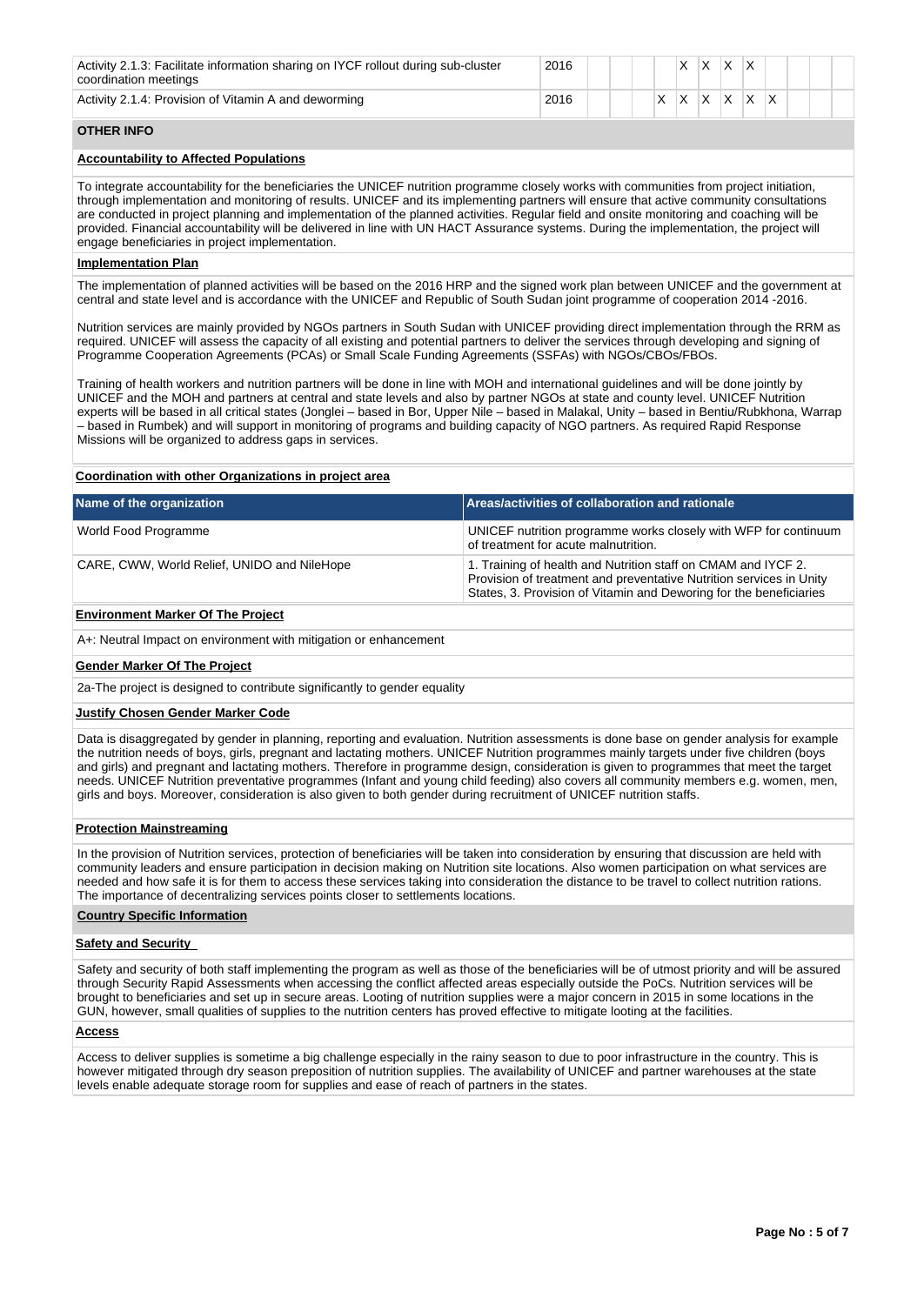| Activity | Year | 1 | 2 | 3 | 4 | 5 | 6 | 7 | 8 | 9 | 10 | 11 | 12 |
|---|---|---|---|---|---|---|---|---|---|---|---|---|---|
| Activity 2.1.3: Facilitate information sharing on IYCF rollout during sub-cluster coordination meetings | 2016 | | | | | X | X | X | X | | | | |
| Activity 2.1.4: Provision of Vitamin A and deworming | 2016 | | | | X | X | X | X | X | X | | | |

## OTHER INFO

### Accountability to Affected Populations

To integrate accountability for the beneficiaries the UNICEF nutrition programme closely works with communities from project initiation, through implementation and monitoring of results. UNICEF and its implementing partners will ensure that active community consultations are conducted in project planning and implementation of the planned activities. Regular field and onsite monitoring and coaching will be provided. Financial accountability will be delivered in line with UN HACT Assurance systems. During the implementation, the project will engage beneficiaries in project implementation.

### Implementation Plan

The implementation of planned activities will be based on the 2016 HRP and the signed work plan between UNICEF and the government at central and state level and is accordance with the UNICEF and Republic of South Sudan joint programme of cooperation 2014 -2016.

Nutrition services are mainly provided by NGOs partners in South Sudan with UNICEF providing direct implementation through the RRM as required. UNICEF will assess the capacity of all existing and potential partners to deliver the services through developing and signing of Programme Cooperation Agreements (PCAs) or Small Scale Funding Agreements (SSFAs) with NGOs/CBOs/FBOs.

Training of health workers and nutrition partners will be done in line with MOH and international guidelines and will be done jointly by UNICEF and the MOH and partners at central and state levels and also by partner NGOs at state and county level. UNICEF Nutrition experts will be based in all critical states (Jonglei – based in Bor, Upper Nile – based in Malakal, Unity – based in Bentiu/Rubkhona, Warrap – based in Rumbek) and will support in monitoring of programs and building capacity of NGO partners. As required Rapid Response Missions will be organized to address gaps in services.

### Coordination with other Organizations in project area

| Name of the organization | Areas/activities of collaboration and rationale |
|---|---|
| World Food Programme | UNICEF nutrition programme works closely with WFP for continuum of treatment for acute malnutrition. |
| CARE, CWW, World Relief, UNIDO and NileHope | 1. Training of health and Nutrition staff on CMAM and IYCF 2. Provision of treatment and preventative Nutrition services in Unity States, 3. Provision of Vitamin and Deworing for the beneficiaries |

### Environment Marker Of The Project

A+: Neutral Impact on environment with mitigation or enhancement

### Gender Marker Of The Project

2a-The project is designed to contribute significantly to gender equality

### Justify Chosen Gender Marker Code

Data is disaggregated by gender in planning, reporting and evaluation. Nutrition assessments is done base on gender analysis for example the nutrition needs of boys, girls, pregnant and lactating mothers. UNICEF Nutrition programmes mainly targets under five children (boys and girls) and pregnant and lactating mothers. Therefore in programme design, consideration is given to programmes that meet the target needs. UNICEF Nutrition preventative programmes (Infant and young child feeding) also covers all community members e.g. women, men, girls and boys. Moreover, consideration is also given to both gender during recruitment of UNICEF nutrition staffs.

### Protection Mainstreaming

In the provision of Nutrition services, protection of beneficiaries will be taken into consideration by ensuring that discussion are held with community leaders and ensure participation in decision making on Nutrition site locations. Also women participation on what services are needed and how safe it is for them to access these services taking into consideration the distance to be travel to collect nutrition rations. The importance of decentralizing services points closer to settlements locations.

## Country Specific Information

### Safety and Security

Safety and security of both staff implementing the program as well as those of the beneficiaries will be of utmost priority and will be assured through Security Rapid Assessments when accessing the conflict affected areas especially outside the PoCs. Nutrition services will be brought to beneficiaries and set up in secure areas. Looting of nutrition supplies were a major concern in 2015 in some locations in the GUN, however, small qualities of supplies to the nutrition centers has proved effective to mitigate looting at the facilities.

### Access

Access to deliver supplies is sometime a big challenge especially in the rainy season to due to poor infrastructure in the country. This is however mitigated through dry season preposition of nutrition supplies. The availability of UNICEF and partner warehouses at the state levels enable adequate storage room for supplies and ease of reach of partners in the states.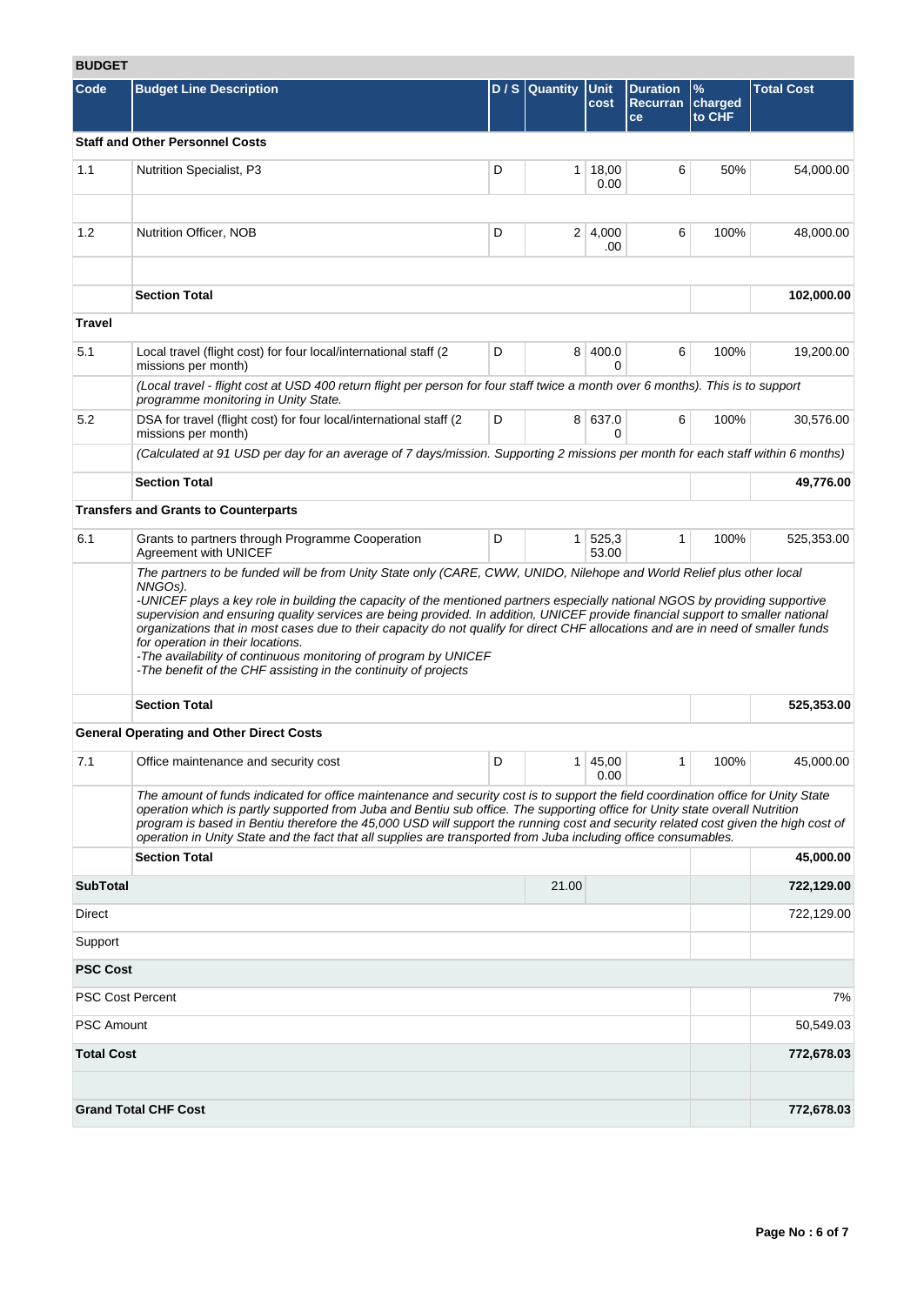## BUDGET

| Code | Budget Line Description | D / S | Quantity | Unit cost | Duration Recurrance | % charged to CHF | Total Cost |
|---|---|---|---|---|---|---|---|
| **Staff and Other Personnel Costs** | | | | | | | |
| 1.1 | Nutrition Specialist, P3 | D | 1 | 18,000.00 | 6 | 50% | 54,000.00 |
| | | | | | | | |
| 1.2 | Nutrition Officer, NOB | D | 2 | 4,000.00 | 6 | 100% | 48,000.00 |
| | | | | | | | |
| | **Section Total** | | | | | | **102,000.00** |
| **Travel** | | | | | | | |
| 5.1 | Local travel (flight cost) for four local/international staff (2 missions per month) | D | 8 | 400.00 | 6 | 100% | 19,200.00 |
| | *(Local travel - flight cost at USD 400 return flight per person for four staff twice a month over 6 months). This is to support programme monitoring in Unity State.* | | | | | | |
| 5.2 | DSA for travel (flight cost) for four local/international staff (2 missions per month) | D | 8 | 637.00 | 6 | 100% | 30,576.00 |
| | *(Calculated at 91 USD per day for an average of 7 days/mission. Supporting 2 missions per month for each staff within 6 months)* | | | | | | |
| | **Section Total** | | | | | | **49,776.00** |
| **Transfers and Grants to Counterparts** | | | | | | | |
| 6.1 | Grants to partners through Programme Cooperation Agreement with UNICEF | D | 1 | 525,353.00 | 1 | 100% | 525,353.00 |
| | *The partners to be funded will be from Unity State only (CARE, CWW, UNIDO, Nilehope and World Relief plus other local NNGOs).*<br>*-UNICEF plays a key role in building the capacity of the mentioned partners especially national NGOS by providing supportive supervision and ensuring quality services are being provided. In addition, UNICEF provide financial support to smaller national organizations that in most cases due to their capacity do not qualify for direct CHF allocations and are in need of smaller funds for operation in their locations.*<br>*-The availability of continuous monitoring of program by UNICEF*<br>*-The benefit of the CHF assisting in the continuity of projects* | | | | | | |
| | **Section Total** | | | | | | **525,353.00** |
| **General Operating and Other Direct Costs** | | | | | | | |
| 7.1 | Office maintenance and security cost | D | 1 | 45,000.00 | 1 | 100% | 45,000.00 |
| | *The amount of funds indicated for office maintenance and security cost is to support the field coordination office for Unity State operation which is partly supported from Juba and Bentiu sub office. The supporting office for Unity state overall Nutrition program is based in Bentiu therefore the 45,000 USD will support the running cost and security related cost given the high cost of operation in Unity State and the fact that all supplies are transported from Juba including office consumables.* | | | | | | |
| | **Section Total** | | | | | | **45,000.00** |
| **SubTotal** | | | 21.00 | | | | **722,129.00** |
| Direct | | | | | | | 722,129.00 |
| Support | | | | | | | |
| **PSC Cost** | | | | | | | |
| PSC Cost Percent | | | | | | | 7% |
| PSC Amount | | | | | | | 50,549.03 |
| **Total Cost** | | | | | | | **772,678.03** |
| | | | | | | | |
| **Grand Total CHF Cost** | | | | | | | **772,678.03** |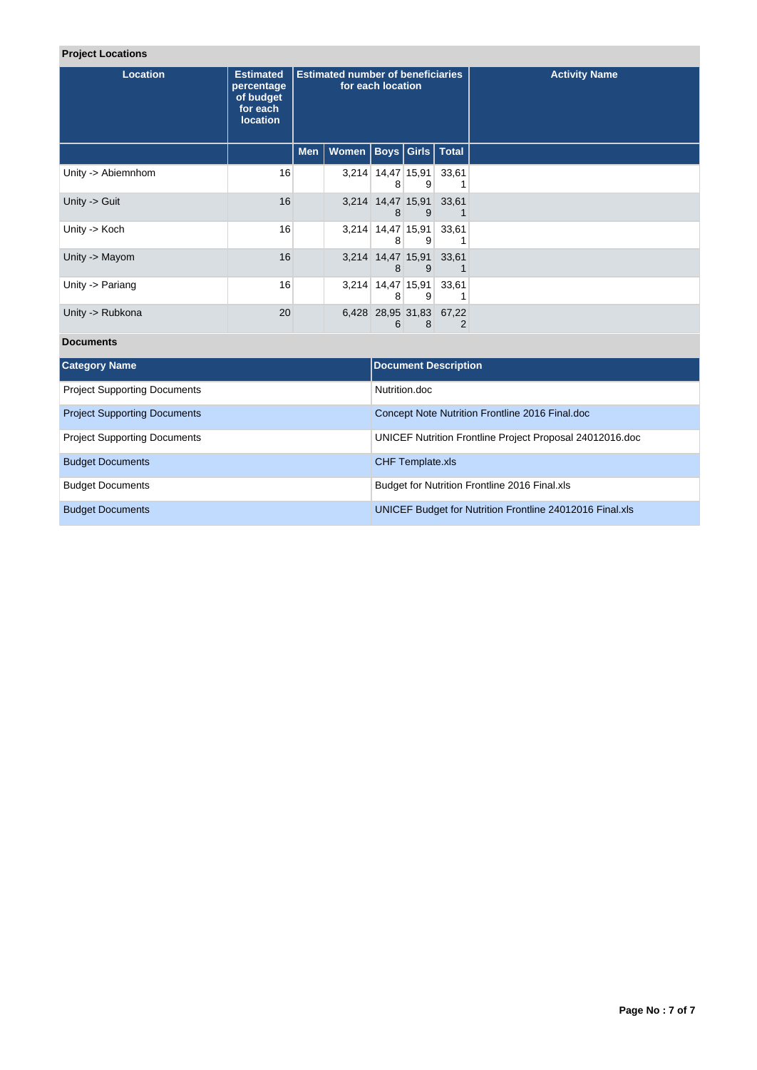**Project Locations**

| Location | Estimated percentage of budget for each location | Estimated number of beneficiaries for each location | | | | | Activity Name |
|---|---|---|---|---|---|---|---|
| | | Men | Women | Boys | Girls | Total | |
| Unity -> Abiemnhom | 16 | | 3,214 | 14,478 | 15,919 | 33,611 | |
| Unity -> Guit | 16 | | 3,214 | 14,478 | 15,919 | 33,611 | |
| Unity -> Koch | 16 | | 3,214 | 14,478 | 15,919 | 33,611 | |
| Unity -> Mayom | 16 | | 3,214 | 14,478 | 15,919 | 33,611 | |
| Unity -> Pariang | 16 | | 3,214 | 14,478 | 15,919 | 33,611 | |
| Unity -> Rubkona | 20 | | 6,428 | 28,956 | 31,838 | 67,222 | |

**Documents**

| Category Name | Document Description |
|---|---|
| Project Supporting Documents | Nutrition.doc |
| Project Supporting Documents | Concept Note Nutrition Frontline 2016 Final.doc |
| Project Supporting Documents | UNICEF Nutrition Frontline Project Proposal 24012016.doc |
| Budget Documents | CHF Template.xls |
| Budget Documents | Budget for Nutrition Frontline 2016 Final.xls |
| Budget Documents | UNICEF Budget for Nutrition Frontline 24012016 Final.xls |